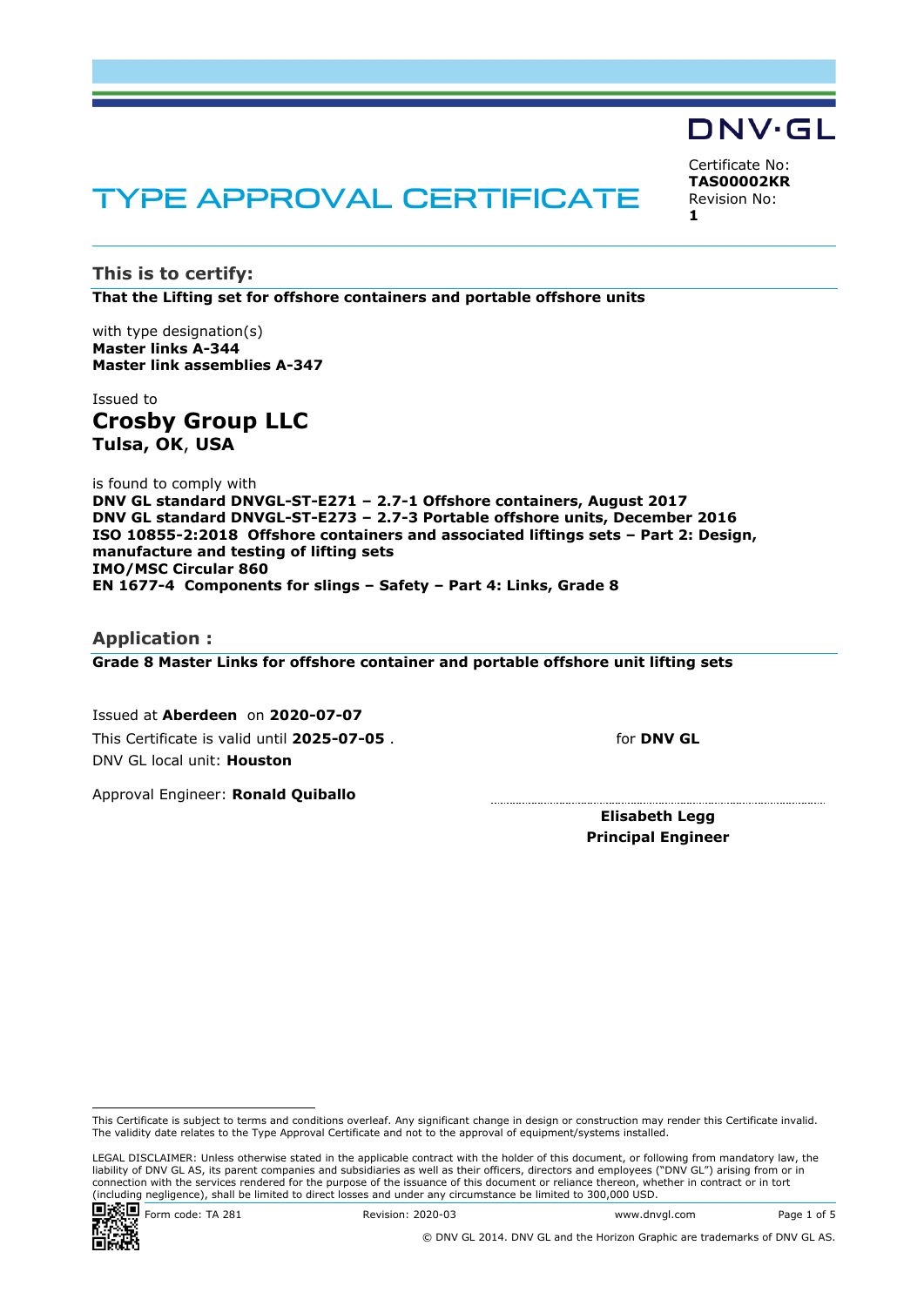DNV·GL

# TYPE APPROVAL CERTIFICATE

Certificate No:
**TAS00002KR**
Revision No:
**1**

## This is to certify:

**That the Lifting set for offshore containers and portable offshore units**

with type designation(s)
**Master links A-344**
**Master link assemblies A-347**

Issued to
**Crosby Group LLC**
**Tulsa, OK**, **USA**

is found to comply with
**DNV GL standard DNVGL-ST-E271 – 2.7-1 Offshore containers, August 2017**
**DNV GL standard DNVGL-ST-E273 – 2.7-3 Portable offshore units, December 2016**
**ISO 10855-2:2018 Offshore containers and associated liftings sets – Part 2: Design, manufacture and testing of lifting sets**
**IMO/MSC Circular 860**
**EN 1677-4 Components for slings – Safety – Part 4: Links, Grade 8**

## Application :

**Grade 8 Master Links for offshore container and portable offshore unit lifting sets**

Issued at **Aberdeen** on **2020-07-07**
This Certificate is valid until **2025-07-05** .
DNV GL local unit: **Houston**

Approval Engineer: **Ronald Quiballo**

for **DNV GL**

**Elisabeth Legg**
**Principal Engineer**

This Certificate is subject to terms and conditions overleaf. Any significant change in design or construction may render this Certificate invalid. The validity date relates to the Type Approval Certificate and not to the approval of equipment/systems installed.

LEGAL DISCLAIMER: Unless otherwise stated in the applicable contract with the holder of this document, or following from mandatory law, the liability of DNV GL AS, its parent companies and subsidiaries as well as their officers, directors and employees ("DNV GL") arising from or in connection with the services rendered for the purpose of the issuance of this document or reliance thereon, whether in contract or in tort (including negligence), shall be limited to direct losses and under any circumstance be limited to 300,000 USD.

Form code: TA 281 Revision: 2020-03 www.dnvgl.com

© DNV GL 2014. DNV GL and the Horizon Graphic are trademarks of DNV GL AS.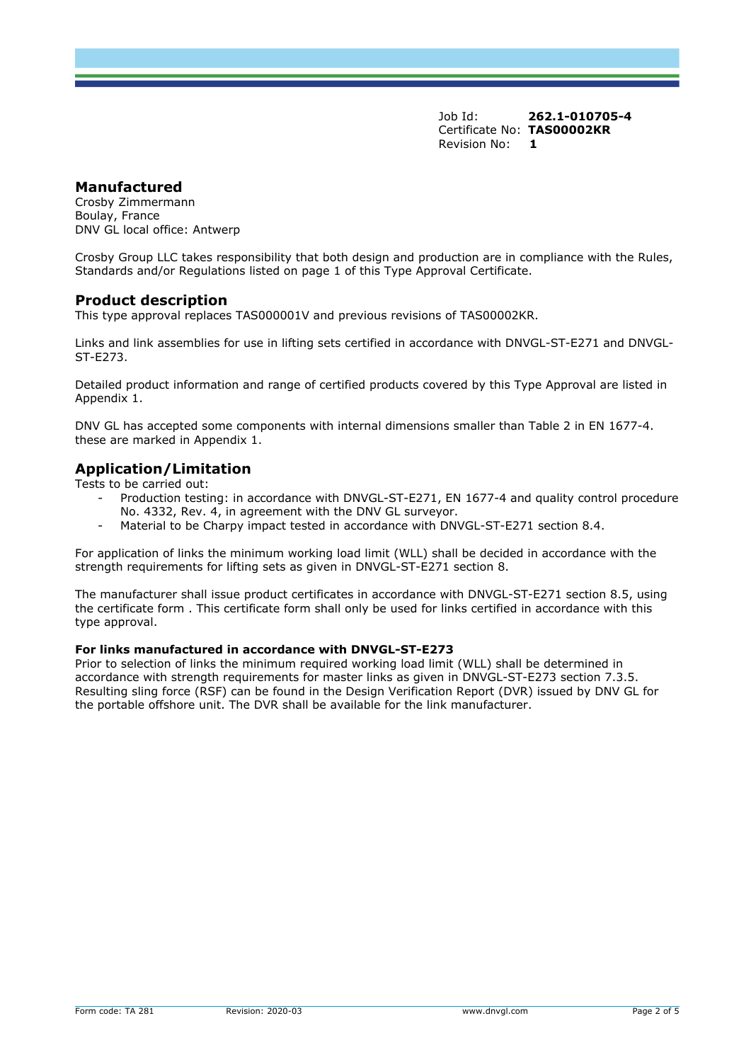Job Id: **262.1-010705-4**
Certificate No: **TAS00002KR**
Revision No: **1**

## Manufactured

Crosby Zimmermann
Boulay, France
DNV GL local office: Antwerp

Crosby Group LLC takes responsibility that both design and production are in compliance with the Rules, Standards and/or Regulations listed on page 1 of this Type Approval Certificate.

## Product description

This type approval replaces TAS000001V and previous revisions of TAS00002KR.

Links and link assemblies for use in lifting sets certified in accordance with DNVGL-ST-E271 and DNVGL-ST-E273.

Detailed product information and range of certified products covered by this Type Approval are listed in Appendix 1.

DNV GL has accepted some components with internal dimensions smaller than Table 2 in EN 1677-4. these are marked in Appendix 1.

## Application/Limitation

Tests to be carried out:

- Production testing: in accordance with DNVGL-ST-E271, EN 1677-4 and quality control procedure No. 4332, Rev. 4, in agreement with the DNV GL surveyor.
- Material to be Charpy impact tested in accordance with DNVGL-ST-E271 section 8.4.

For application of links the minimum working load limit (WLL) shall be decided in accordance with the strength requirements for lifting sets as given in DNVGL-ST-E271 section 8.

The manufacturer shall issue product certificates in accordance with DNVGL-ST-E271 section 8.5, using the certificate form . This certificate form shall only be used for links certified in accordance with this type approval.

**For links manufactured in accordance with DNVGL-ST-E273**

Prior to selection of links the minimum required working load limit (WLL) shall be determined in accordance with strength requirements for master links as given in DNVGL-ST-E273 section 7.3.5. Resulting sling force (RSF) can be found in the Design Verification Report (DVR) issued by DNV GL for the portable offshore unit. The DVR shall be available for the link manufacturer.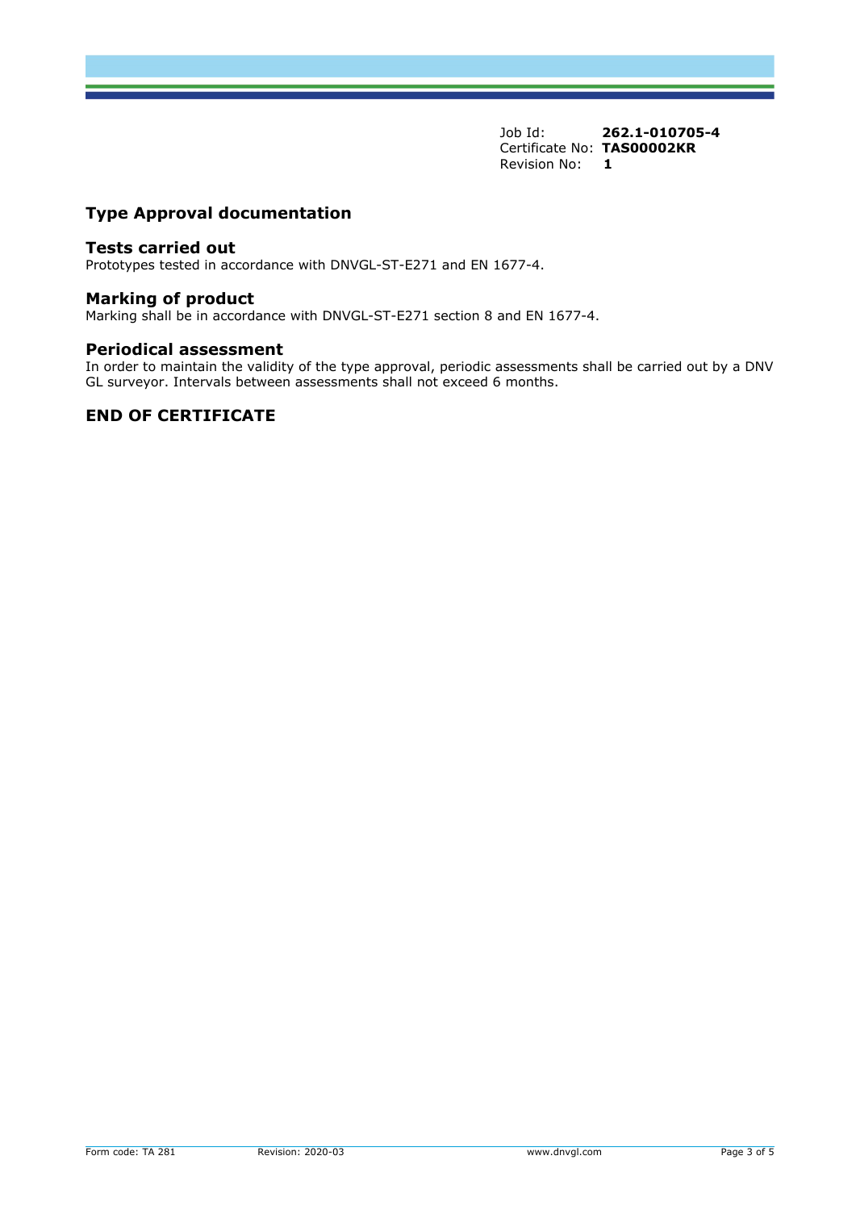Job Id: **262.1-010705-4**
Certificate No: **TAS00002KR**
Revision No: **1**

## Type Approval documentation

### Tests carried out

Prototypes tested in accordance with DNVGL-ST-E271 and EN 1677-4.

### Marking of product

Marking shall be in accordance with DNVGL-ST-E271 section 8 and EN 1677-4.

### Periodical assessment

In order to maintain the validity of the type approval, periodic assessments shall be carried out by a DNV GL surveyor. Intervals between assessments shall not exceed 6 months.

## END OF CERTIFICATE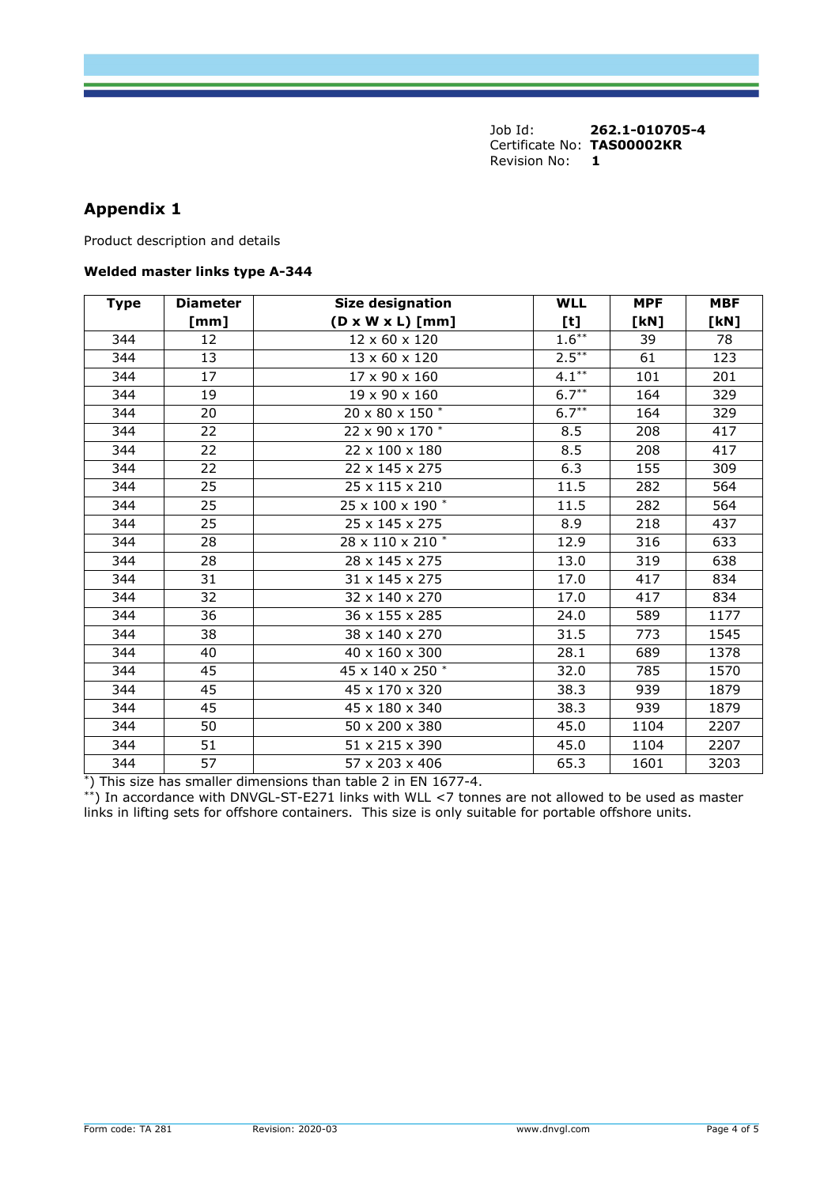Job Id: **262.1-010705-4**
Certificate No: **TAS00002KR**
Revision No: **1**

## Appendix 1

Product description and details

**Welded master links type A-344**

| Type | Diameter [mm] | Size designation (D x W x L) [mm] | WLL [t] | MPF [kN] | MBF [kN] |
|---|---|---|---|---|---|
| 344 | 12 | 12 x 60 x 120 | 1.6** | 39 | 78 |
| 344 | 13 | 13 x 60 x 120 | 2.5** | 61 | 123 |
| 344 | 17 | 17 x 90 x 160 | 4.1** | 101 | 201 |
| 344 | 19 | 19 x 90 x 160 | 6.7** | 164 | 329 |
| 344 | 20 | 20 x 80 x 150 * | 6.7** | 164 | 329 |
| 344 | 22 | 22 x 90 x 170 * | 8.5 | 208 | 417 |
| 344 | 22 | 22 x 100 x 180 | 8.5 | 208 | 417 |
| 344 | 22 | 22 x 145 x 275 | 6.3 | 155 | 309 |
| 344 | 25 | 25 x 115 x 210 | 11.5 | 282 | 564 |
| 344 | 25 | 25 x 100 x 190 * | 11.5 | 282 | 564 |
| 344 | 25 | 25 x 145 x 275 | 8.9 | 218 | 437 |
| 344 | 28 | 28 x 110 x 210 * | 12.9 | 316 | 633 |
| 344 | 28 | 28 x 145 x 275 | 13.0 | 319 | 638 |
| 344 | 31 | 31 x 145 x 275 | 17.0 | 417 | 834 |
| 344 | 32 | 32 x 140 x 270 | 17.0 | 417 | 834 |
| 344 | 36 | 36 x 155 x 285 | 24.0 | 589 | 1177 |
| 344 | 38 | 38 x 140 x 270 | 31.5 | 773 | 1545 |
| 344 | 40 | 40 x 160 x 300 | 28.1 | 689 | 1378 |
| 344 | 45 | 45 x 140 x 250 * | 32.0 | 785 | 1570 |
| 344 | 45 | 45 x 170 x 320 | 38.3 | 939 | 1879 |
| 344 | 45 | 45 x 180 x 340 | 38.3 | 939 | 1879 |
| 344 | 50 | 50 x 200 x 380 | 45.0 | 1104 | 2207 |
| 344 | 51 | 51 x 215 x 390 | 45.0 | 1104 | 2207 |
| 344 | 57 | 57 x 203 x 406 | 65.3 | 1601 | 3203 |

*) This size has smaller dimensions than table 2 in EN 1677-4.
**) In accordance with DNVGL-ST-E271 links with WLL <7 tonnes are not allowed to be used as master links in lifting sets for offshore containers. This size is only suitable for portable offshore units.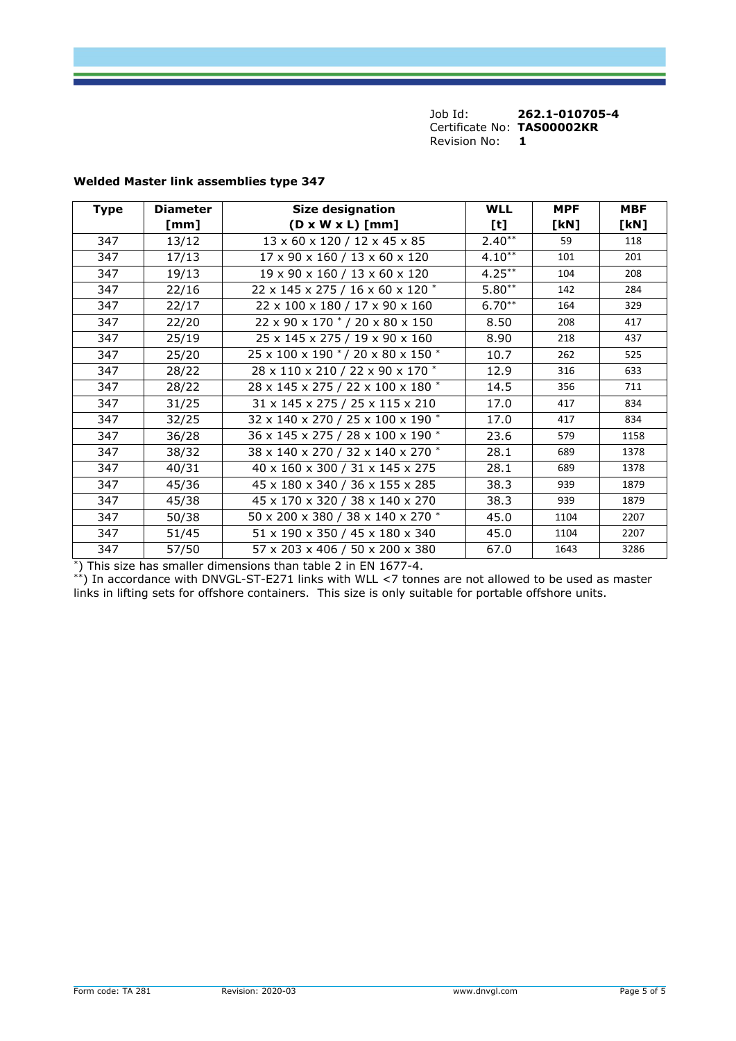Job Id: **262.1-010705-4**
Certificate No: **TAS00002KR**
Revision No: **1**

**Welded Master link assemblies type 347**

| Type | Diameter [mm] | Size designation (D x W x L) [mm] | WLL [t] | MPF [kN] | MBF [kN] |
|---|---|---|---|---|---|
| 347 | 13/12 | 13 x 60 x 120 / 12 x 45 x 85 | 2.40** | 59 | 118 |
| 347 | 17/13 | 17 x 90 x 160 / 13 x 60 x 120 | 4.10** | 101 | 201 |
| 347 | 19/13 | 19 x 90 x 160 / 13 x 60 x 120 | 4.25** | 104 | 208 |
| 347 | 22/16 | 22 x 145 x 275 / 16 x 60 x 120 * | 5.80** | 142 | 284 |
| 347 | 22/17 | 22 x 100 x 180 / 17 x 90 x 160 | 6.70** | 164 | 329 |
| 347 | 22/20 | 22 x 90 x 170 * / 20 x 80 x 150 | 8.50 | 208 | 417 |
| 347 | 25/19 | 25 x 145 x 275 / 19 x 90 x 160 | 8.90 | 218 | 437 |
| 347 | 25/20 | 25 x 100 x 190 * / 20 x 80 x 150 * | 10.7 | 262 | 525 |
| 347 | 28/22 | 28 x 110 x 210 / 22 x 90 x 170 * | 12.9 | 316 | 633 |
| 347 | 28/22 | 28 x 145 x 275 / 22 x 100 x 180 * | 14.5 | 356 | 711 |
| 347 | 31/25 | 31 x 145 x 275 / 25 x 115 x 210 | 17.0 | 417 | 834 |
| 347 | 32/25 | 32 x 140 x 270 / 25 x 100 x 190 * | 17.0 | 417 | 834 |
| 347 | 36/28 | 36 x 145 x 275 / 28 x 100 x 190 * | 23.6 | 579 | 1158 |
| 347 | 38/32 | 38 x 140 x 270 / 32 x 140 x 270 * | 28.1 | 689 | 1378 |
| 347 | 40/31 | 40 x 160 x 300 / 31 x 145 x 275 | 28.1 | 689 | 1378 |
| 347 | 45/36 | 45 x 180 x 340 / 36 x 155 x 285 | 38.3 | 939 | 1879 |
| 347 | 45/38 | 45 x 170 x 320 / 38 x 140 x 270 | 38.3 | 939 | 1879 |
| 347 | 50/38 | 50 x 200 x 380 / 38 x 140 x 270 * | 45.0 | 1104 | 2207 |
| 347 | 51/45 | 51 x 190 x 350 / 45 x 180 x 340 | 45.0 | 1104 | 2207 |
| 347 | 57/50 | 57 x 203 x 406 / 50 x 200 x 380 | 67.0 | 1643 | 3286 |

*) This size has smaller dimensions than table 2 in EN 1677-4.

**) In accordance with DNVGL-ST-E271 links with WLL <7 tonnes are not allowed to be used as master links in lifting sets for offshore containers. This size is only suitable for portable offshore units.